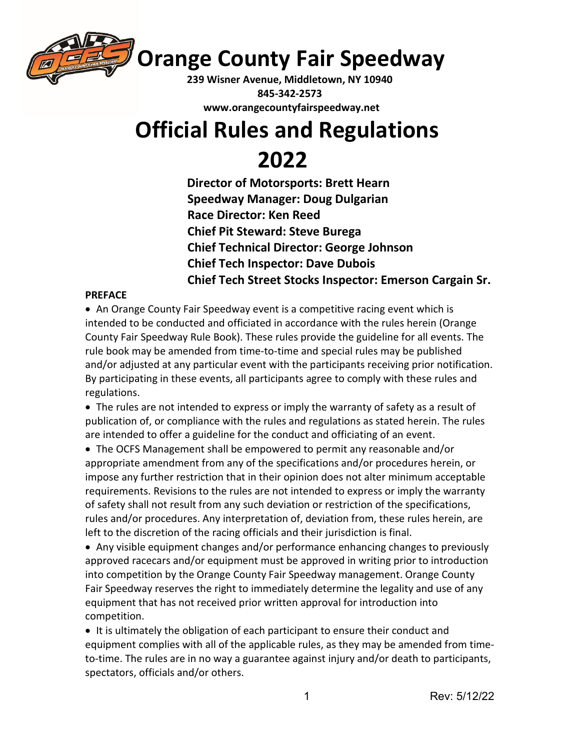# Orange County Fair Speedway

**239 Wisner Avenue, Middletown, NY 10940**
**845-342-2573**
**www.orangecountyfairspeedway.net**

# Official Rules and Regulations 2022

**Director of Motorsports: Brett Hearn**
**Speedway Manager: Doug Dulgarian**
**Race Director: Ken Reed**
**Chief Pit Steward: Steve Burega**
**Chief Technical Director: George Johnson**
**Chief Tech Inspector: Dave Dubois**
**Chief Tech Street Stocks Inspector: Emerson Cargain Sr.**

**PREFACE**

- An Orange County Fair Speedway event is a competitive racing event which is intended to be conducted and officiated in accordance with the rules herein (Orange County Fair Speedway Rule Book). These rules provide the guideline for all events. The rule book may be amended from time-to-time and special rules may be published and/or adjusted at any particular event with the participants receiving prior notification. By participating in these events, all participants agree to comply with these rules and regulations.
- The rules are not intended to express or imply the warranty of safety as a result of publication of, or compliance with the rules and regulations as stated herein. The rules are intended to offer a guideline for the conduct and officiating of an event.
- The OCFS Management shall be empowered to permit any reasonable and/or appropriate amendment from any of the specifications and/or procedures herein, or impose any further restriction that in their opinion does not alter minimum acceptable requirements. Revisions to the rules are not intended to express or imply the warranty of safety shall not result from any such deviation or restriction of the specifications, rules and/or procedures. Any interpretation of, deviation from, these rules herein, are left to the discretion of the racing officials and their jurisdiction is final.
- Any visible equipment changes and/or performance enhancing changes to previously approved racecars and/or equipment must be approved in writing prior to introduction into competition by the Orange County Fair Speedway management. Orange County Fair Speedway reserves the right to immediately determine the legality and use of any equipment that has not received prior written approval for introduction into competition.
- It is ultimately the obligation of each participant to ensure their conduct and equipment complies with all of the applicable rules, as they may be amended from time-to-time. The rules are in no way a guarantee against injury and/or death to participants, spectators, officials and/or others.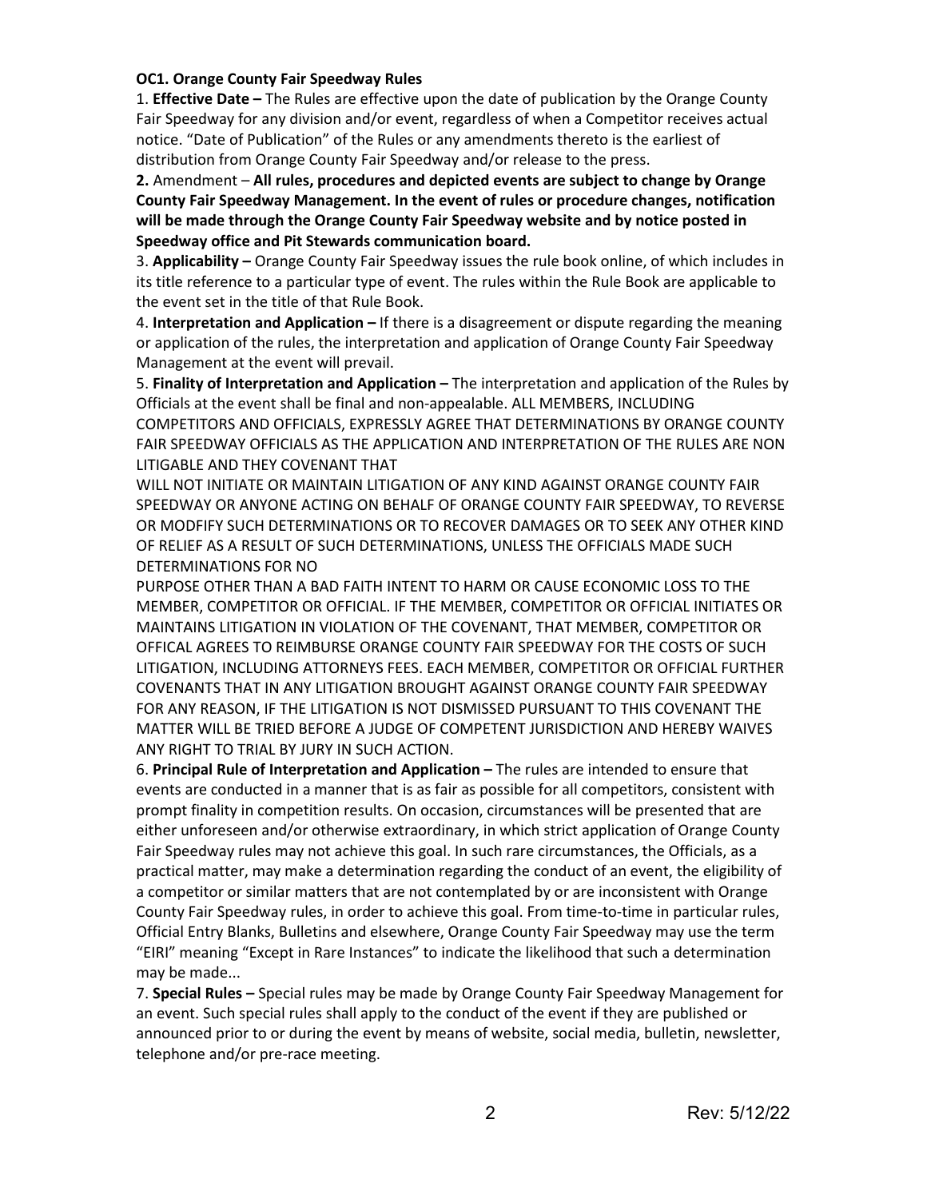**OC1. Orange County Fair Speedway Rules**

1. **Effective Date –** The Rules are effective upon the date of publication by the Orange County Fair Speedway for any division and/or event, regardless of when a Competitor receives actual notice. "Date of Publication" of the Rules or any amendments thereto is the earliest of distribution from Orange County Fair Speedway and/or release to the press.

**2.** Amendment – **All rules, procedures and depicted events are subject to change by Orange County Fair Speedway Management. In the event of rules or procedure changes, notification will be made through the Orange County Fair Speedway website and by notice posted in Speedway office and Pit Stewards communication board.**

3. **Applicability –** Orange County Fair Speedway issues the rule book online, of which includes in its title reference to a particular type of event. The rules within the Rule Book are applicable to the event set in the title of that Rule Book.

4. **Interpretation and Application –** If there is a disagreement or dispute regarding the meaning or application of the rules, the interpretation and application of Orange County Fair Speedway Management at the event will prevail.

5. **Finality of Interpretation and Application –** The interpretation and application of the Rules by Officials at the event shall be final and non-appealable. ALL MEMBERS, INCLUDING COMPETITORS AND OFFICIALS, EXPRESSLY AGREE THAT DETERMINATIONS BY ORANGE COUNTY FAIR SPEEDWAY OFFICIALS AS THE APPLICATION AND INTERPRETATION OF THE RULES ARE NON LITIGABLE AND THEY COVENANT THAT

WILL NOT INITIATE OR MAINTAIN LITIGATION OF ANY KIND AGAINST ORANGE COUNTY FAIR SPEEDWAY OR ANYONE ACTING ON BEHALF OF ORANGE COUNTY FAIR SPEEDWAY, TO REVERSE OR MODFIFY SUCH DETERMINATIONS OR TO RECOVER DAMAGES OR TO SEEK ANY OTHER KIND OF RELIEF AS A RESULT OF SUCH DETERMINATIONS, UNLESS THE OFFICIALS MADE SUCH DETERMINATIONS FOR NO

PURPOSE OTHER THAN A BAD FAITH INTENT TO HARM OR CAUSE ECONOMIC LOSS TO THE MEMBER, COMPETITOR OR OFFICIAL. IF THE MEMBER, COMPETITOR OR OFFICIAL INITIATES OR MAINTAINS LITIGATION IN VIOLATION OF THE COVENANT, THAT MEMBER, COMPETITOR OR OFFICAL AGREES TO REIMBURSE ORANGE COUNTY FAIR SPEEDWAY FOR THE COSTS OF SUCH LITIGATION, INCLUDING ATTORNEYS FEES. EACH MEMBER, COMPETITOR OR OFFICIAL FURTHER COVENANTS THAT IN ANY LITIGATION BROUGHT AGAINST ORANGE COUNTY FAIR SPEEDWAY FOR ANY REASON, IF THE LITIGATION IS NOT DISMISSED PURSUANT TO THIS COVENANT THE MATTER WILL BE TRIED BEFORE A JUDGE OF COMPETENT JURISDICTION AND HEREBY WAIVES ANY RIGHT TO TRIAL BY JURY IN SUCH ACTION.

6. **Principal Rule of Interpretation and Application –** The rules are intended to ensure that events are conducted in a manner that is as fair as possible for all competitors, consistent with prompt finality in competition results. On occasion, circumstances will be presented that are either unforeseen and/or otherwise extraordinary, in which strict application of Orange County Fair Speedway rules may not achieve this goal. In such rare circumstances, the Officials, as a practical matter, may make a determination regarding the conduct of an event, the eligibility of a competitor or similar matters that are not contemplated by or are inconsistent with Orange County Fair Speedway rules, in order to achieve this goal. From time-to-time in particular rules, Official Entry Blanks, Bulletins and elsewhere, Orange County Fair Speedway may use the term "EIRI" meaning "Except in Rare Instances" to indicate the likelihood that such a determination may be made...

7. **Special Rules –** Special rules may be made by Orange County Fair Speedway Management for an event. Such special rules shall apply to the conduct of the event if they are published or announced prior to or during the event by means of website, social media, bulletin, newsletter, telephone and/or pre-race meeting.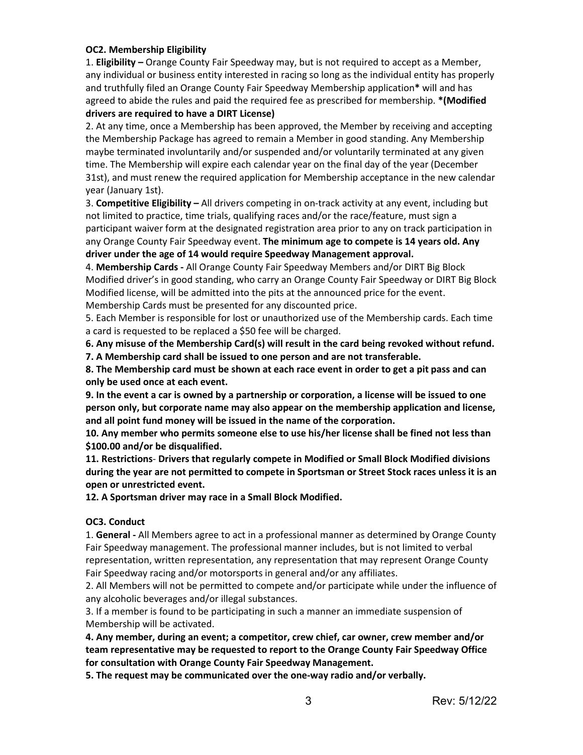**OC2. Membership Eligibility**

1. **Eligibility –** Orange County Fair Speedway may, but is not required to accept as a Member, any individual or business entity interested in racing so long as the individual entity has properly and truthfully filed an Orange County Fair Speedway Membership application* will and has agreed to abide the rules and paid the required fee as prescribed for membership. ***(Modified drivers are required to have a DIRT License)**

2. At any time, once a Membership has been approved, the Member by receiving and accepting the Membership Package has agreed to remain a Member in good standing. Any Membership maybe terminated involuntarily and/or suspended and/or voluntarily terminated at any given time. The Membership will expire each calendar year on the final day of the year (December 31st), and must renew the required application for Membership acceptance in the new calendar year (January 1st).

3. **Competitive Eligibility –** All drivers competing in on-track activity at any event, including but not limited to practice, time trials, qualifying races and/or the race/feature, must sign a participant waiver form at the designated registration area prior to any on track participation in any Orange County Fair Speedway event. **The minimum age to compete is 14 years old. Any driver under the age of 14 would require Speedway Management approval.**

4. **Membership Cards -** All Orange County Fair Speedway Members and/or DIRT Big Block Modified driver's in good standing, who carry an Orange County Fair Speedway or DIRT Big Block Modified license, will be admitted into the pits at the announced price for the event. Membership Cards must be presented for any discounted price.

5. Each Member is responsible for lost or unauthorized use of the Membership cards. Each time a card is requested to be replaced a $50 fee will be charged.

**6. Any misuse of the Membership Card(s) will result in the card being revoked without refund.**

**7. A Membership card shall be issued to one person and are not transferable.**

**8. The Membership card must be shown at each race event in order to get a pit pass and can only be used once at each event.**

**9. In the event a car is owned by a partnership or corporation, a license will be issued to one person only, but corporate name may also appear on the membership application and license, and all point fund money will be issued in the name of the corporation.**

**10. Any member who permits someone else to use his/her license shall be fined not less than $100.00 and/or be disqualified.**

**11. Restrictions- Drivers that regularly compete in Modified or Small Block Modified divisions during the year are not permitted to compete in Sportsman or Street Stock races unless it is an open or unrestricted event.**

**12. A Sportsman driver may race in a Small Block Modified.**

**OC3. Conduct**

1. **General -** All Members agree to act in a professional manner as determined by Orange County Fair Speedway management. The professional manner includes, but is not limited to verbal representation, written representation, any representation that may represent Orange County Fair Speedway racing and/or motorsports in general and/or any affiliates.

2. All Members will not be permitted to compete and/or participate while under the influence of any alcoholic beverages and/or illegal substances.

3. If a member is found to be participating in such a manner an immediate suspension of Membership will be activated.

**4. Any member, during an event; a competitor, crew chief, car owner, crew member and/or team representative may be requested to report to the Orange County Fair Speedway Office for consultation with Orange County Fair Speedway Management.**

**5. The request may be communicated over the one-way radio and/or verbally.**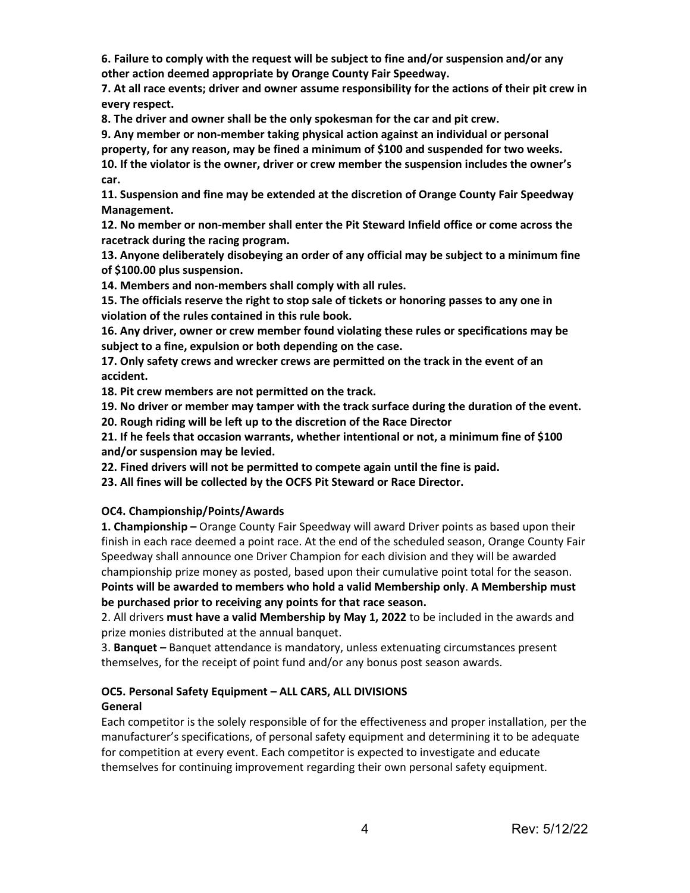**6. Failure to comply with the request will be subject to fine and/or suspension and/or any other action deemed appropriate by Orange County Fair Speedway.**

**7. At all race events; driver and owner assume responsibility for the actions of their pit crew in every respect.**

**8. The driver and owner shall be the only spokesman for the car and pit crew.**

**9. Any member or non-member taking physical action against an individual or personal property, for any reason, may be fined a minimum of $100 and suspended for two weeks.**

**10. If the violator is the owner, driver or crew member the suspension includes the owner's car.**

**11. Suspension and fine may be extended at the discretion of Orange County Fair Speedway Management.**

**12. No member or non-member shall enter the Pit Steward Infield office or come across the racetrack during the racing program.**

**13. Anyone deliberately disobeying an order of any official may be subject to a minimum fine of $100.00 plus suspension.**

**14. Members and non-members shall comply with all rules.**

**15. The officials reserve the right to stop sale of tickets or honoring passes to any one in violation of the rules contained in this rule book.**

**16. Any driver, owner or crew member found violating these rules or specifications may be subject to a fine, expulsion or both depending on the case.**

**17. Only safety crews and wrecker crews are permitted on the track in the event of an accident.**

**18. Pit crew members are not permitted on the track.**

**19. No driver or member may tamper with the track surface during the duration of the event.**

**20. Rough riding will be left up to the discretion of the Race Director**

**21. If he feels that occasion warrants, whether intentional or not, a minimum fine of $100 and/or suspension may be levied.**

**22. Fined drivers will not be permitted to compete again until the fine is paid.**

**23. All fines will be collected by the OCFS Pit Steward or Race Director.**

### OC4. Championship/Points/Awards

**1. Championship –** Orange County Fair Speedway will award Driver points as based upon their finish in each race deemed a point race. At the end of the scheduled season, Orange County Fair Speedway shall announce one Driver Champion for each division and they will be awarded championship prize money as posted, based upon their cumulative point total for the season. **Points will be awarded to members who hold a valid Membership only**. **A Membership must be purchased prior to receiving any points for that race season.**

2. All drivers **must have a valid Membership by May 1, 2022** to be included in the awards and prize monies distributed at the annual banquet.

3. **Banquet –** Banquet attendance is mandatory, unless extenuating circumstances present themselves, for the receipt of point fund and/or any bonus post season awards.

### OC5. Personal Safety Equipment – ALL CARS, ALL DIVISIONS

**General**

Each competitor is the solely responsible of for the effectiveness and proper installation, per the manufacturer's specifications, of personal safety equipment and determining it to be adequate for competition at every event. Each competitor is expected to investigate and educate themselves for continuing improvement regarding their own personal safety equipment.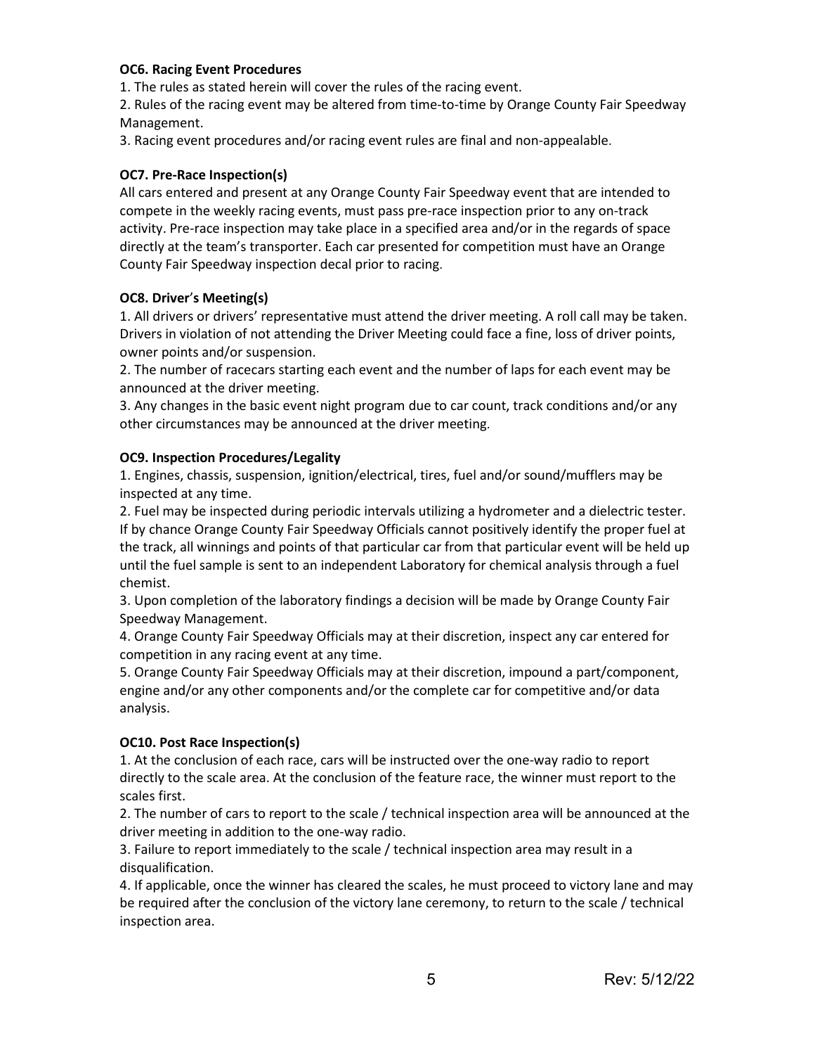**OC6. Racing Event Procedures**

1. The rules as stated herein will cover the rules of the racing event.
2. Rules of the racing event may be altered from time-to-time by Orange County Fair Speedway Management.
3. Racing event procedures and/or racing event rules are final and non-appealable.

**OC7. Pre-Race Inspection(s)**

All cars entered and present at any Orange County Fair Speedway event that are intended to compete in the weekly racing events, must pass pre-race inspection prior to any on-track activity. Pre-race inspection may take place in a specified area and/or in the regards of space directly at the team's transporter. Each car presented for competition must have an Orange County Fair Speedway inspection decal prior to racing.

**OC8. Driver's Meeting(s)**

1. All drivers or drivers' representative must attend the driver meeting. A roll call may be taken. Drivers in violation of not attending the Driver Meeting could face a fine, loss of driver points, owner points and/or suspension.
2. The number of racecars starting each event and the number of laps for each event may be announced at the driver meeting.
3. Any changes in the basic event night program due to car count, track conditions and/or any other circumstances may be announced at the driver meeting.

**OC9. Inspection Procedures/Legality**

1. Engines, chassis, suspension, ignition/electrical, tires, fuel and/or sound/mufflers may be inspected at any time.
2. Fuel may be inspected during periodic intervals utilizing a hydrometer and a dielectric tester. If by chance Orange County Fair Speedway Officials cannot positively identify the proper fuel at the track, all winnings and points of that particular car from that particular event will be held up until the fuel sample is sent to an independent Laboratory for chemical analysis through a fuel chemist.
3. Upon completion of the laboratory findings a decision will be made by Orange County Fair Speedway Management.
4. Orange County Fair Speedway Officials may at their discretion, inspect any car entered for competition in any racing event at any time.
5. Orange County Fair Speedway Officials may at their discretion, impound a part/component, engine and/or any other components and/or the complete car for competitive and/or data analysis.

**OC10. Post Race Inspection(s)**

1. At the conclusion of each race, cars will be instructed over the one-way radio to report directly to the scale area. At the conclusion of the feature race, the winner must report to the scales first.
2. The number of cars to report to the scale / technical inspection area will be announced at the driver meeting in addition to the one-way radio.
3. Failure to report immediately to the scale / technical inspection area may result in a disqualification.
4. If applicable, once the winner has cleared the scales, he must proceed to victory lane and may be required after the conclusion of the victory lane ceremony, to return to the scale / technical inspection area.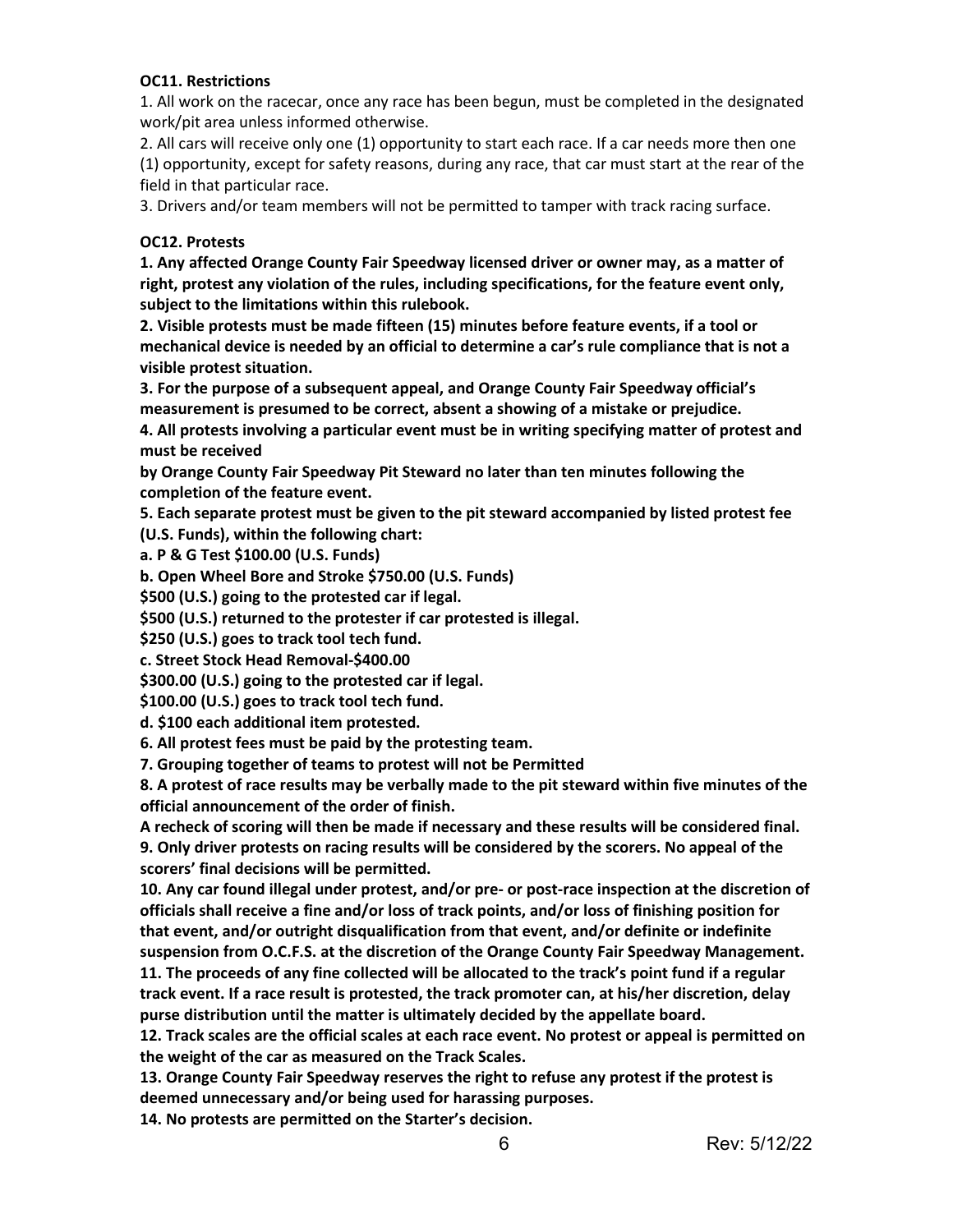**OC11. Restrictions**

1. All work on the racecar, once any race has been begun, must be completed in the designated work/pit area unless informed otherwise.
2. All cars will receive only one (1) opportunity to start each race. If a car needs more then one (1) opportunity, except for safety reasons, during any race, that car must start at the rear of the field in that particular race.
3. Drivers and/or team members will not be permitted to tamper with track racing surface.

**OC12. Protests**

**1. Any affected Orange County Fair Speedway licensed driver or owner may, as a matter of right, protest any violation of the rules, including specifications, for the feature event only, subject to the limitations within this rulebook.**

**2. Visible protests must be made fifteen (15) minutes before feature events, if a tool or mechanical device is needed by an official to determine a car's rule compliance that is not a visible protest situation.**

**3. For the purpose of a subsequent appeal, and Orange County Fair Speedway official's measurement is presumed to be correct, absent a showing of a mistake or prejudice.**

**4. All protests involving a particular event must be in writing specifying matter of protest and must be received by Orange County Fair Speedway Pit Steward no later than ten minutes following the completion of the feature event.**

**5. Each separate protest must be given to the pit steward accompanied by listed protest fee (U.S. Funds), within the following chart:**

**a. P & G Test $100.00 (U.S. Funds)**

**b. Open Wheel Bore and Stroke $750.00 (U.S. Funds)**

**$500 (U.S.) going to the protested car if legal.**

**$500 (U.S.) returned to the protester if car protested is illegal.**

**$250 (U.S.) goes to track tool tech fund.**

**c. Street Stock Head Removal-$400.00**

**$300.00 (U.S.) going to the protested car if legal.**

**$100.00 (U.S.) goes to track tool tech fund.**

**d. $100 each additional item protested.**

**6. All protest fees must be paid by the protesting team.**

**7. Grouping together of teams to protest will not be Permitted**

**8. A protest of race results may be verbally made to the pit steward within five minutes of the official announcement of the order of finish.**

**A recheck of scoring will then be made if necessary and these results will be considered final.**

**9. Only driver protests on racing results will be considered by the scorers. No appeal of the scorers' final decisions will be permitted.**

**10. Any car found illegal under protest, and/or pre- or post-race inspection at the discretion of officials shall receive a fine and/or loss of track points, and/or loss of finishing position for that event, and/or outright disqualification from that event, and/or definite or indefinite suspension from O.C.F.S. at the discretion of the Orange County Fair Speedway Management.**

**11. The proceeds of any fine collected will be allocated to the track's point fund if a regular track event. If a race result is protested, the track promoter can, at his/her discretion, delay purse distribution until the matter is ultimately decided by the appellate board.**

**12. Track scales are the official scales at each race event. No protest or appeal is permitted on the weight of the car as measured on the Track Scales.**

**13. Orange County Fair Speedway reserves the right to refuse any protest if the protest is deemed unnecessary and/or being used for harassing purposes.**

**14. No protests are permitted on the Starter's decision.**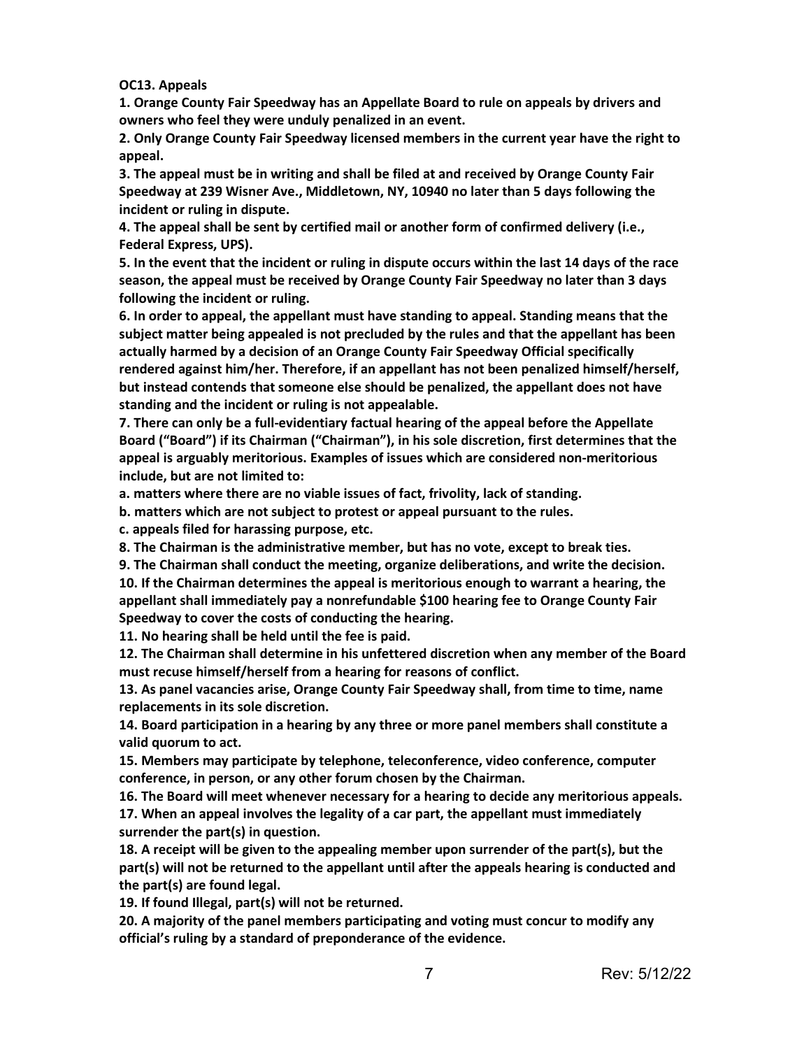**OC13. Appeals**

**1. Orange County Fair Speedway has an Appellate Board to rule on appeals by drivers and owners who feel they were unduly penalized in an event.**

**2. Only Orange County Fair Speedway licensed members in the current year have the right to appeal.**

**3. The appeal must be in writing and shall be filed at and received by Orange County Fair Speedway at 239 Wisner Ave., Middletown, NY, 10940 no later than 5 days following the incident or ruling in dispute.**

**4. The appeal shall be sent by certified mail or another form of confirmed delivery (i.e., Federal Express, UPS).**

**5. In the event that the incident or ruling in dispute occurs within the last 14 days of the race season, the appeal must be received by Orange County Fair Speedway no later than 3 days following the incident or ruling.**

**6. In order to appeal, the appellant must have standing to appeal. Standing means that the subject matter being appealed is not precluded by the rules and that the appellant has been actually harmed by a decision of an Orange County Fair Speedway Official specifically rendered against him/her. Therefore, if an appellant has not been penalized himself/herself, but instead contends that someone else should be penalized, the appellant does not have standing and the incident or ruling is not appealable.**

**7. There can only be a full-evidentiary factual hearing of the appeal before the Appellate Board ("Board") if its Chairman ("Chairman"), in his sole discretion, first determines that the appeal is arguably meritorious. Examples of issues which are considered non-meritorious include, but are not limited to:**

**a. matters where there are no viable issues of fact, frivolity, lack of standing.**

**b. matters which are not subject to protest or appeal pursuant to the rules.**

**c. appeals filed for harassing purpose, etc.**

**8. The Chairman is the administrative member, but has no vote, except to break ties.**

**9. The Chairman shall conduct the meeting, organize deliberations, and write the decision.**

**10. If the Chairman determines the appeal is meritorious enough to warrant a hearing, the appellant shall immediately pay a nonrefundable $100 hearing fee to Orange County Fair Speedway to cover the costs of conducting the hearing.**

**11. No hearing shall be held until the fee is paid.**

**12. The Chairman shall determine in his unfettered discretion when any member of the Board must recuse himself/herself from a hearing for reasons of conflict.**

**13. As panel vacancies arise, Orange County Fair Speedway shall, from time to time, name replacements in its sole discretion.**

**14. Board participation in a hearing by any three or more panel members shall constitute a valid quorum to act.**

**15. Members may participate by telephone, teleconference, video conference, computer conference, in person, or any other forum chosen by the Chairman.**

**16. The Board will meet whenever necessary for a hearing to decide any meritorious appeals.**

**17. When an appeal involves the legality of a car part, the appellant must immediately surrender the part(s) in question.**

**18. A receipt will be given to the appealing member upon surrender of the part(s), but the part(s) will not be returned to the appellant until after the appeals hearing is conducted and the part(s) are found legal.**

**19. If found Illegal, part(s) will not be returned.**

**20. A majority of the panel members participating and voting must concur to modify any official's ruling by a standard of preponderance of the evidence.**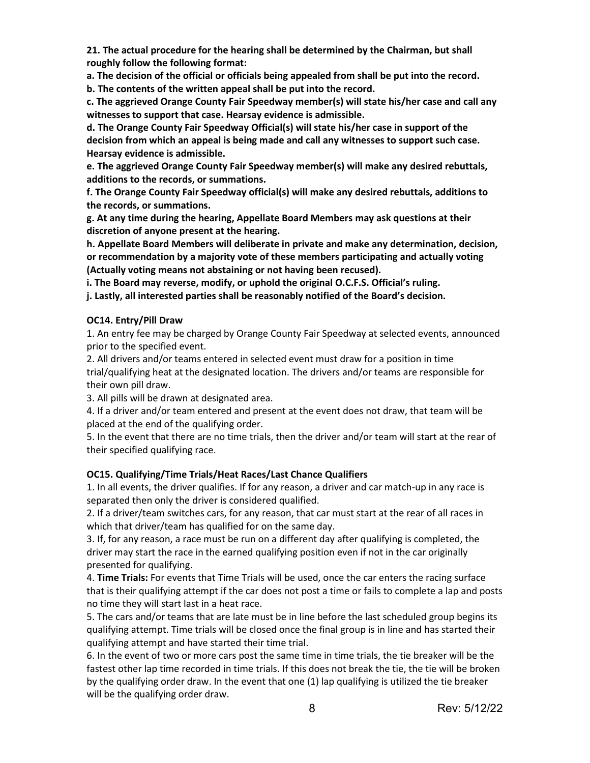**21. The actual procedure for the hearing shall be determined by the Chairman, but shall roughly follow the following format:**

**a. The decision of the official or officials being appealed from shall be put into the record.**

**b. The contents of the written appeal shall be put into the record.**

**c. The aggrieved Orange County Fair Speedway member(s) will state his/her case and call any witnesses to support that case. Hearsay evidence is admissible.**

**d. The Orange County Fair Speedway Official(s) will state his/her case in support of the decision from which an appeal is being made and call any witnesses to support such case. Hearsay evidence is admissible.**

**e. The aggrieved Orange County Fair Speedway member(s) will make any desired rebuttals, additions to the records, or summations.**

**f. The Orange County Fair Speedway official(s) will make any desired rebuttals, additions to the records, or summations.**

**g. At any time during the hearing, Appellate Board Members may ask questions at their discretion of anyone present at the hearing.**

**h. Appellate Board Members will deliberate in private and make any determination, decision, or recommendation by a majority vote of these members participating and actually voting (Actually voting means not abstaining or not having been recused).**

**i. The Board may reverse, modify, or uphold the original O.C.F.S. Official's ruling.**

**j. Lastly, all interested parties shall be reasonably notified of the Board's decision.**

### OC14. Entry/Pill Draw

1. An entry fee may be charged by Orange County Fair Speedway at selected events, announced prior to the specified event.
2. All drivers and/or teams entered in selected event must draw for a position in time trial/qualifying heat at the designated location. The drivers and/or teams are responsible for their own pill draw.
3. All pills will be drawn at designated area.
4. If a driver and/or team entered and present at the event does not draw, that team will be placed at the end of the qualifying order.
5. In the event that there are no time trials, then the driver and/or team will start at the rear of their specified qualifying race.

### OC15. Qualifying/Time Trials/Heat Races/Last Chance Qualifiers

1. In all events, the driver qualifies. If for any reason, a driver and car match-up in any race is separated then only the driver is considered qualified.
2. If a driver/team switches cars, for any reason, that car must start at the rear of all races in which that driver/team has qualified for on the same day.
3. If, for any reason, a race must be run on a different day after qualifying is completed, the driver may start the race in the earned qualifying position even if not in the car originally presented for qualifying.
4. **Time Trials:** For events that Time Trials will be used, once the car enters the racing surface that is their qualifying attempt if the car does not post a time or fails to complete a lap and posts no time they will start last in a heat race.
5. The cars and/or teams that are late must be in line before the last scheduled group begins its qualifying attempt. Time trials will be closed once the final group is in line and has started their qualifying attempt and have started their time trial.
6. In the event of two or more cars post the same time in time trials, the tie breaker will be the fastest other lap time recorded in time trials. If this does not break the tie, the tie will be broken by the qualifying order draw. In the event that one (1) lap qualifying is utilized the tie breaker will be the qualifying order draw.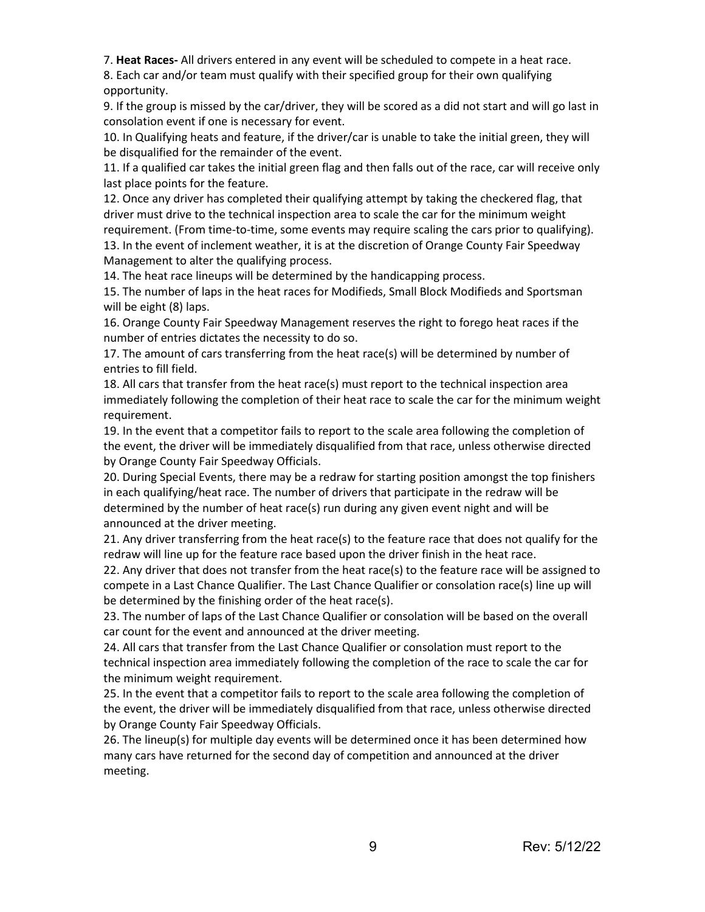7. **Heat Races-** All drivers entered in any event will be scheduled to compete in a heat race.

8. Each car and/or team must qualify with their specified group for their own qualifying opportunity.

9. If the group is missed by the car/driver, they will be scored as a did not start and will go last in consolation event if one is necessary for event.

10. In Qualifying heats and feature, if the driver/car is unable to take the initial green, they will be disqualified for the remainder of the event.

11. If a qualified car takes the initial green flag and then falls out of the race, car will receive only last place points for the feature.

12. Once any driver has completed their qualifying attempt by taking the checkered flag, that driver must drive to the technical inspection area to scale the car for the minimum weight requirement. (From time-to-time, some events may require scaling the cars prior to qualifying).

13. In the event of inclement weather, it is at the discretion of Orange County Fair Speedway Management to alter the qualifying process.

14. The heat race lineups will be determined by the handicapping process.

15. The number of laps in the heat races for Modifieds, Small Block Modifieds and Sportsman will be eight (8) laps.

16. Orange County Fair Speedway Management reserves the right to forego heat races if the number of entries dictates the necessity to do so.

17. The amount of cars transferring from the heat race(s) will be determined by number of entries to fill field.

18. All cars that transfer from the heat race(s) must report to the technical inspection area immediately following the completion of their heat race to scale the car for the minimum weight requirement.

19. In the event that a competitor fails to report to the scale area following the completion of the event, the driver will be immediately disqualified from that race, unless otherwise directed by Orange County Fair Speedway Officials.

20. During Special Events, there may be a redraw for starting position amongst the top finishers in each qualifying/heat race. The number of drivers that participate in the redraw will be determined by the number of heat race(s) run during any given event night and will be announced at the driver meeting.

21. Any driver transferring from the heat race(s) to the feature race that does not qualify for the redraw will line up for the feature race based upon the driver finish in the heat race.

22. Any driver that does not transfer from the heat race(s) to the feature race will be assigned to compete in a Last Chance Qualifier. The Last Chance Qualifier or consolation race(s) line up will be determined by the finishing order of the heat race(s).

23. The number of laps of the Last Chance Qualifier or consolation will be based on the overall car count for the event and announced at the driver meeting.

24. All cars that transfer from the Last Chance Qualifier or consolation must report to the technical inspection area immediately following the completion of the race to scale the car for the minimum weight requirement.

25. In the event that a competitor fails to report to the scale area following the completion of the event, the driver will be immediately disqualified from that race, unless otherwise directed by Orange County Fair Speedway Officials.

26. The lineup(s) for multiple day events will be determined once it has been determined how many cars have returned for the second day of competition and announced at the driver meeting.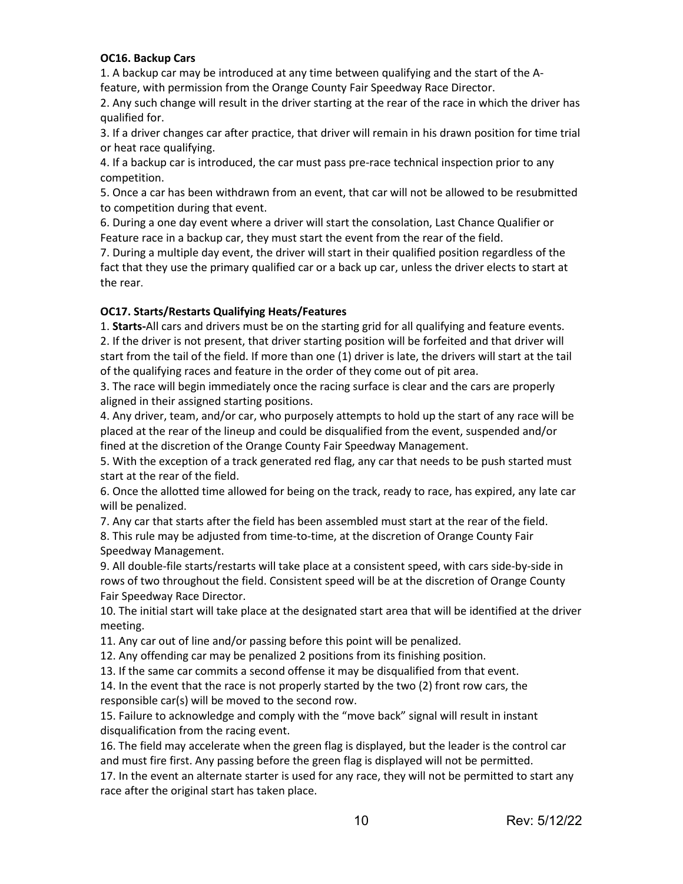**OC16. Backup Cars**

1. A backup car may be introduced at any time between qualifying and the start of the A-feature, with permission from the Orange County Fair Speedway Race Director.
2. Any such change will result in the driver starting at the rear of the race in which the driver has qualified for.
3. If a driver changes car after practice, that driver will remain in his drawn position for time trial or heat race qualifying.
4. If a backup car is introduced, the car must pass pre-race technical inspection prior to any competition.
5. Once a car has been withdrawn from an event, that car will not be allowed to be resubmitted to competition during that event.
6. During a one day event where a driver will start the consolation, Last Chance Qualifier or Feature race in a backup car, they must start the event from the rear of the field.
7. During a multiple day event, the driver will start in their qualified position regardless of the fact that they use the primary qualified car or a back up car, unless the driver elects to start at the rear.

**OC17. Starts/Restarts Qualifying Heats/Features**

1. **Starts-**All cars and drivers must be on the starting grid for all qualifying and feature events.
2. If the driver is not present, that driver starting position will be forfeited and that driver will start from the tail of the field. If more than one (1) driver is late, the drivers will start at the tail of the qualifying races and feature in the order of they come out of pit area.
3. The race will begin immediately once the racing surface is clear and the cars are properly aligned in their assigned starting positions.
4. Any driver, team, and/or car, who purposely attempts to hold up the start of any race will be placed at the rear of the lineup and could be disqualified from the event, suspended and/or fined at the discretion of the Orange County Fair Speedway Management.
5. With the exception of a track generated red flag, any car that needs to be push started must start at the rear of the field.
6. Once the allotted time allowed for being on the track, ready to race, has expired, any late car will be penalized.
7. Any car that starts after the field has been assembled must start at the rear of the field.
8. This rule may be adjusted from time-to-time, at the discretion of Orange County Fair Speedway Management.
9. All double-file starts/restarts will take place at a consistent speed, with cars side-by-side in rows of two throughout the field. Consistent speed will be at the discretion of Orange County Fair Speedway Race Director.
10. The initial start will take place at the designated start area that will be identified at the driver meeting.
11. Any car out of line and/or passing before this point will be penalized.
12. Any offending car may be penalized 2 positions from its finishing position.
13. If the same car commits a second offense it may be disqualified from that event.
14. In the event that the race is not properly started by the two (2) front row cars, the responsible car(s) will be moved to the second row.
15. Failure to acknowledge and comply with the "move back" signal will result in instant disqualification from the racing event.
16. The field may accelerate when the green flag is displayed, but the leader is the control car and must fire first. Any passing before the green flag is displayed will not be permitted.
17. In the event an alternate starter is used for any race, they will not be permitted to start any race after the original start has taken place.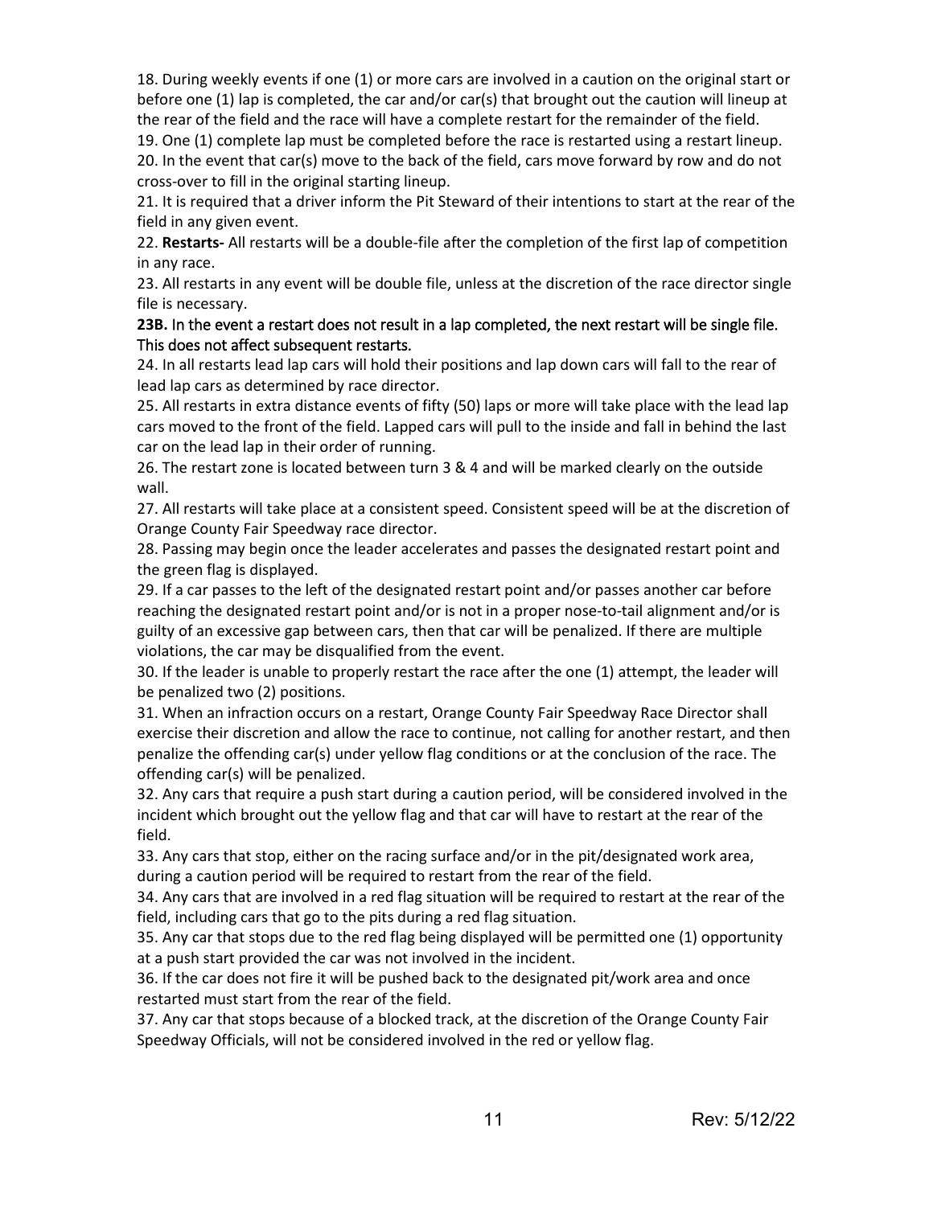18. During weekly events if one (1) or more cars are involved in a caution on the original start or before one (1) lap is completed, the car and/or car(s) that brought out the caution will lineup at the rear of the field and the race will have a complete restart for the remainder of the field.

19. One (1) complete lap must be completed before the race is restarted using a restart lineup.

20. In the event that car(s) move to the back of the field, cars move forward by row and do not cross-over to fill in the original starting lineup.

21. It is required that a driver inform the Pit Steward of their intentions to start at the rear of the field in any given event.

22. **Restarts-** All restarts will be a double-file after the completion of the first lap of competition in any race.

23. All restarts in any event will be double file, unless at the discretion of the race director single file is necessary.

**23B.** In the event a restart does not result in a lap completed, the next restart will be single file. This does not affect subsequent restarts.

24. In all restarts lead lap cars will hold their positions and lap down cars will fall to the rear of lead lap cars as determined by race director.

25. All restarts in extra distance events of fifty (50) laps or more will take place with the lead lap cars moved to the front of the field. Lapped cars will pull to the inside and fall in behind the last car on the lead lap in their order of running.

26. The restart zone is located between turn 3 & 4 and will be marked clearly on the outside wall.

27. All restarts will take place at a consistent speed. Consistent speed will be at the discretion of Orange County Fair Speedway race director.

28. Passing may begin once the leader accelerates and passes the designated restart point and the green flag is displayed.

29. If a car passes to the left of the designated restart point and/or passes another car before reaching the designated restart point and/or is not in a proper nose-to-tail alignment and/or is guilty of an excessive gap between cars, then that car will be penalized. If there are multiple violations, the car may be disqualified from the event.

30. If the leader is unable to properly restart the race after the one (1) attempt, the leader will be penalized two (2) positions.

31. When an infraction occurs on a restart, Orange County Fair Speedway Race Director shall exercise their discretion and allow the race to continue, not calling for another restart, and then penalize the offending car(s) under yellow flag conditions or at the conclusion of the race. The offending car(s) will be penalized.

32. Any cars that require a push start during a caution period, will be considered involved in the incident which brought out the yellow flag and that car will have to restart at the rear of the field.

33. Any cars that stop, either on the racing surface and/or in the pit/designated work area, during a caution period will be required to restart from the rear of the field.

34. Any cars that are involved in a red flag situation will be required to restart at the rear of the field, including cars that go to the pits during a red flag situation.

35. Any car that stops due to the red flag being displayed will be permitted one (1) opportunity at a push start provided the car was not involved in the incident.

36. If the car does not fire it will be pushed back to the designated pit/work area and once restarted must start from the rear of the field.

37. Any car that stops because of a blocked track, at the discretion of the Orange County Fair Speedway Officials, will not be considered involved in the red or yellow flag.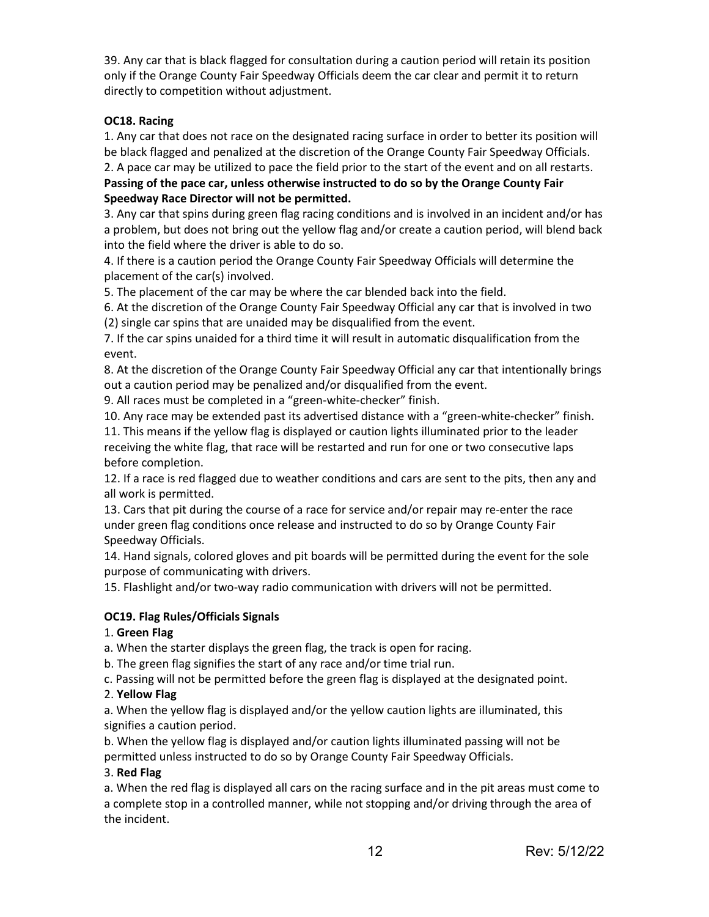39. Any car that is black flagged for consultation during a caution period will retain its position only if the Orange County Fair Speedway Officials deem the car clear and permit it to return directly to competition without adjustment.

**OC18. Racing**

1. Any car that does not race on the designated racing surface in order to better its position will be black flagged and penalized at the discretion of the Orange County Fair Speedway Officials.
2. A pace car may be utilized to pace the field prior to the start of the event and on all restarts. **Passing of the pace car, unless otherwise instructed to do so by the Orange County Fair Speedway Race Director will not be permitted.**
3. Any car that spins during green flag racing conditions and is involved in an incident and/or has a problem, but does not bring out the yellow flag and/or create a caution period, will blend back into the field where the driver is able to do so.
4. If there is a caution period the Orange County Fair Speedway Officials will determine the placement of the car(s) involved.
5. The placement of the car may be where the car blended back into the field.
6. At the discretion of the Orange County Fair Speedway Official any car that is involved in two (2) single car spins that are unaided may be disqualified from the event.
7. If the car spins unaided for a third time it will result in automatic disqualification from the event.
8. At the discretion of the Orange County Fair Speedway Official any car that intentionally brings out a caution period may be penalized and/or disqualified from the event.
9. All races must be completed in a "green-white-checker" finish.
10. Any race may be extended past its advertised distance with a "green-white-checker" finish.
11. This means if the yellow flag is displayed or caution lights illuminated prior to the leader receiving the white flag, that race will be restarted and run for one or two consecutive laps before completion.
12. If a race is red flagged due to weather conditions and cars are sent to the pits, then any and all work is permitted.
13. Cars that pit during the course of a race for service and/or repair may re-enter the race under green flag conditions once release and instructed to do so by Orange County Fair Speedway Officials.
14. Hand signals, colored gloves and pit boards will be permitted during the event for the sole purpose of communicating with drivers.
15. Flashlight and/or two-way radio communication with drivers will not be permitted.

**OC19. Flag Rules/Officials Signals**

1. **Green Flag**

a. When the starter displays the green flag, the track is open for racing.

b. The green flag signifies the start of any race and/or time trial run.

c. Passing will not be permitted before the green flag is displayed at the designated point.

2. **Yellow Flag**

a. When the yellow flag is displayed and/or the yellow caution lights are illuminated, this signifies a caution period.

b. When the yellow flag is displayed and/or caution lights illuminated passing will not be permitted unless instructed to do so by Orange County Fair Speedway Officials.

3. **Red Flag**

a. When the red flag is displayed all cars on the racing surface and in the pit areas must come to a complete stop in a controlled manner, while not stopping and/or driving through the area of the incident.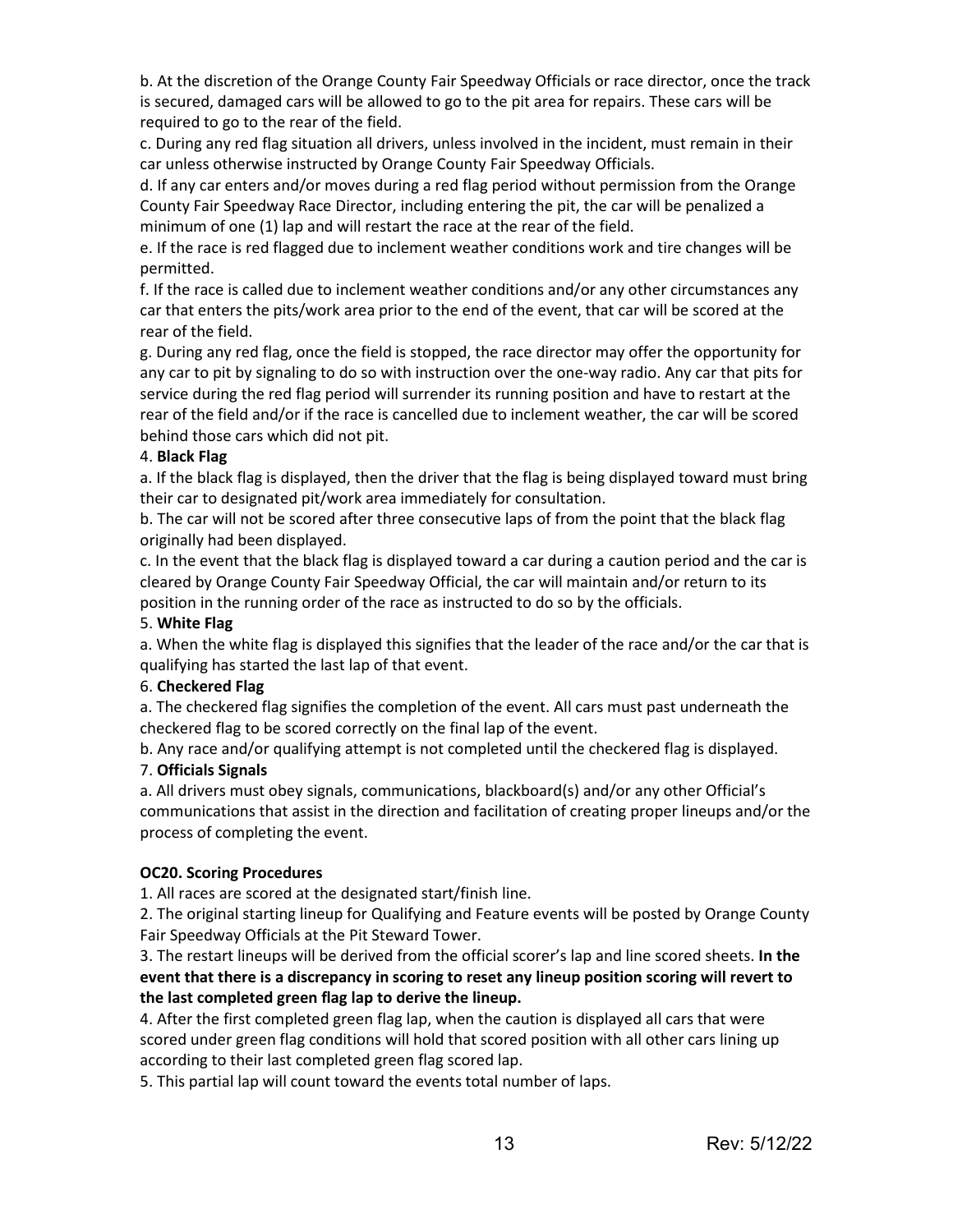b. At the discretion of the Orange County Fair Speedway Officials or race director, once the track is secured, damaged cars will be allowed to go to the pit area for repairs. These cars will be required to go to the rear of the field.

c. During any red flag situation all drivers, unless involved in the incident, must remain in their car unless otherwise instructed by Orange County Fair Speedway Officials.

d. If any car enters and/or moves during a red flag period without permission from the Orange County Fair Speedway Race Director, including entering the pit, the car will be penalized a minimum of one (1) lap and will restart the race at the rear of the field.

e. If the race is red flagged due to inclement weather conditions work and tire changes will be permitted.

f. If the race is called due to inclement weather conditions and/or any other circumstances any car that enters the pits/work area prior to the end of the event, that car will be scored at the rear of the field.

g. During any red flag, once the field is stopped, the race director may offer the opportunity for any car to pit by signaling to do so with instruction over the one-way radio. Any car that pits for service during the red flag period will surrender its running position and have to restart at the rear of the field and/or if the race is cancelled due to inclement weather, the car will be scored behind those cars which did not pit.

4. **Black Flag**

a. If the black flag is displayed, then the driver that the flag is being displayed toward must bring their car to designated pit/work area immediately for consultation.

b. The car will not be scored after three consecutive laps of from the point that the black flag originally had been displayed.

c. In the event that the black flag is displayed toward a car during a caution period and the car is cleared by Orange County Fair Speedway Official, the car will maintain and/or return to its position in the running order of the race as instructed to do so by the officials.

5. **White Flag**

a. When the white flag is displayed this signifies that the leader of the race and/or the car that is qualifying has started the last lap of that event.

6. **Checkered Flag**

a. The checkered flag signifies the completion of the event. All cars must past underneath the checkered flag to be scored correctly on the final lap of the event.

b. Any race and/or qualifying attempt is not completed until the checkered flag is displayed.

7. **Officials Signals**

a. All drivers must obey signals, communications, blackboard(s) and/or any other Official's communications that assist in the direction and facilitation of creating proper lineups and/or the process of completing the event.

**OC20. Scoring Procedures**

1. All races are scored at the designated start/finish line.

2. The original starting lineup for Qualifying and Feature events will be posted by Orange County Fair Speedway Officials at the Pit Steward Tower.

3. The restart lineups will be derived from the official scorer's lap and line scored sheets. **In the event that there is a discrepancy in scoring to reset any lineup position scoring will revert to the last completed green flag lap to derive the lineup.**

4. After the first completed green flag lap, when the caution is displayed all cars that were scored under green flag conditions will hold that scored position with all other cars lining up according to their last completed green flag scored lap.

5. This partial lap will count toward the events total number of laps.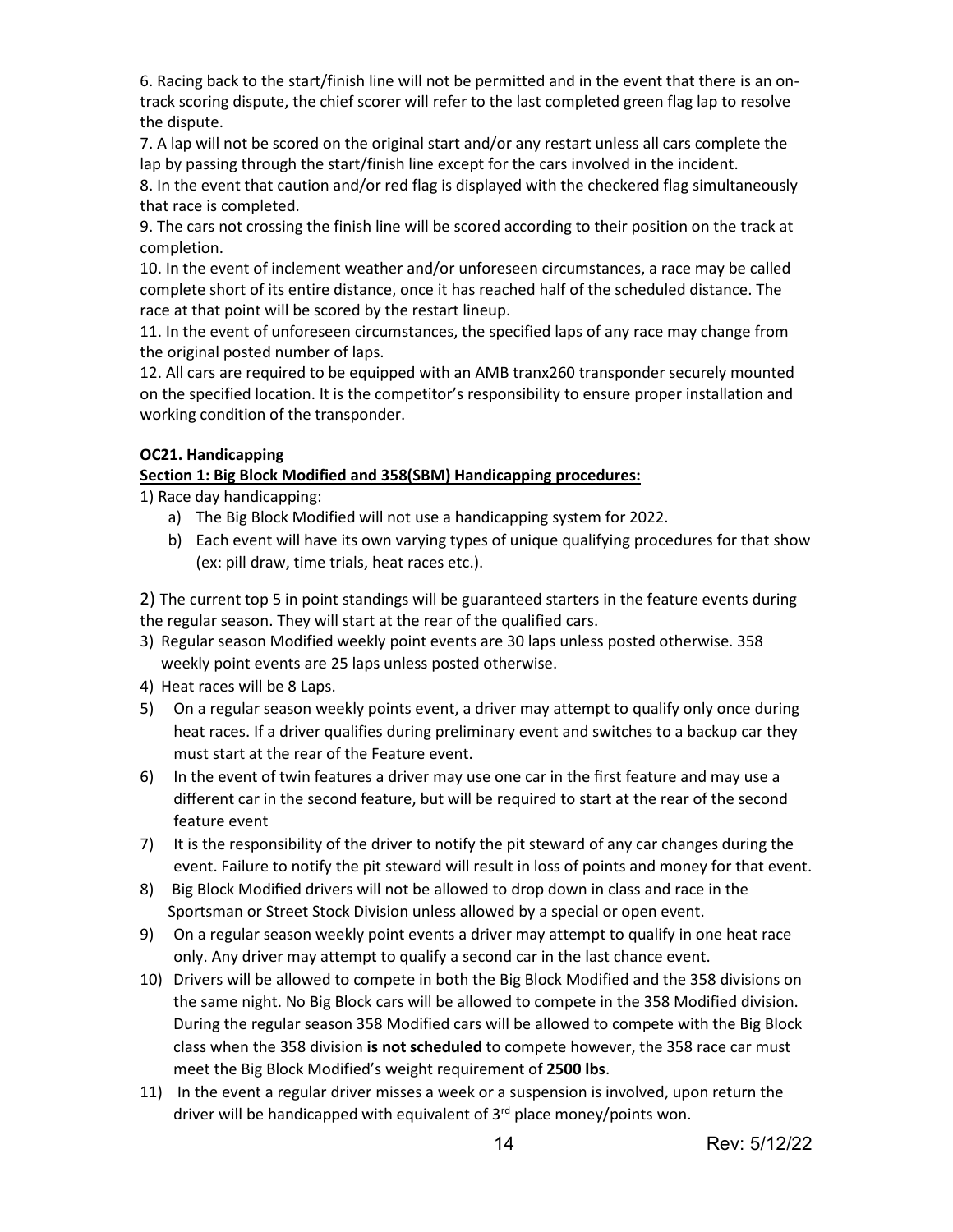6. Racing back to the start/finish line will not be permitted and in the event that there is an on-track scoring dispute, the chief scorer will refer to the last completed green flag lap to resolve the dispute.

7. A lap will not be scored on the original start and/or any restart unless all cars complete the lap by passing through the start/finish line except for the cars involved in the incident.

8. In the event that caution and/or red flag is displayed with the checkered flag simultaneously that race is completed.

9. The cars not crossing the finish line will be scored according to their position on the track at completion.

10. In the event of inclement weather and/or unforeseen circumstances, a race may be called complete short of its entire distance, once it has reached half of the scheduled distance. The race at that point will be scored by the restart lineup.

11. In the event of unforeseen circumstances, the specified laps of any race may change from the original posted number of laps.

12. All cars are required to be equipped with an AMB tranx260 transponder securely mounted on the specified location. It is the competitor's responsibility to ensure proper installation and working condition of the transponder.

**OC21. Handicapping**

**Section 1: Big Block Modified and 358(SBM) Handicapping procedures:**

1) Race day handicapping:
   a) The Big Block Modified will not use a handicapping system for 2022.
   b) Each event will have its own varying types of unique qualifying procedures for that show (ex: pill draw, time trials, heat races etc.).

2) The current top 5 in point standings will be guaranteed starters in the feature events during the regular season. They will start at the rear of the qualified cars.

3) Regular season Modified weekly point events are 30 laps unless posted otherwise. 358 weekly point events are 25 laps unless posted otherwise.

4) Heat races will be 8 Laps.

5) On a regular season weekly points event, a driver may attempt to qualify only once during heat races. If a driver qualifies during preliminary event and switches to a backup car they must start at the rear of the Feature event.

6) In the event of twin features a driver may use one car in the first feature and may use a different car in the second feature, but will be required to start at the rear of the second feature event

7) It is the responsibility of the driver to notify the pit steward of any car changes during the event. Failure to notify the pit steward will result in loss of points and money for that event.

8) Big Block Modified drivers will not be allowed to drop down in class and race in the Sportsman or Street Stock Division unless allowed by a special or open event.

9) On a regular season weekly point events a driver may attempt to qualify in one heat race only. Any driver may attempt to qualify a second car in the last chance event.

10) Drivers will be allowed to compete in both the Big Block Modified and the 358 divisions on the same night. No Big Block cars will be allowed to compete in the 358 Modified division. During the regular season 358 Modified cars will be allowed to compete with the Big Block class when the 358 division **is not scheduled** to compete however, the 358 race car must meet the Big Block Modified's weight requirement of **2500 lbs**.

11) In the event a regular driver misses a week or a suspension is involved, upon return the driver will be handicapped with equivalent of 3rd place money/points won.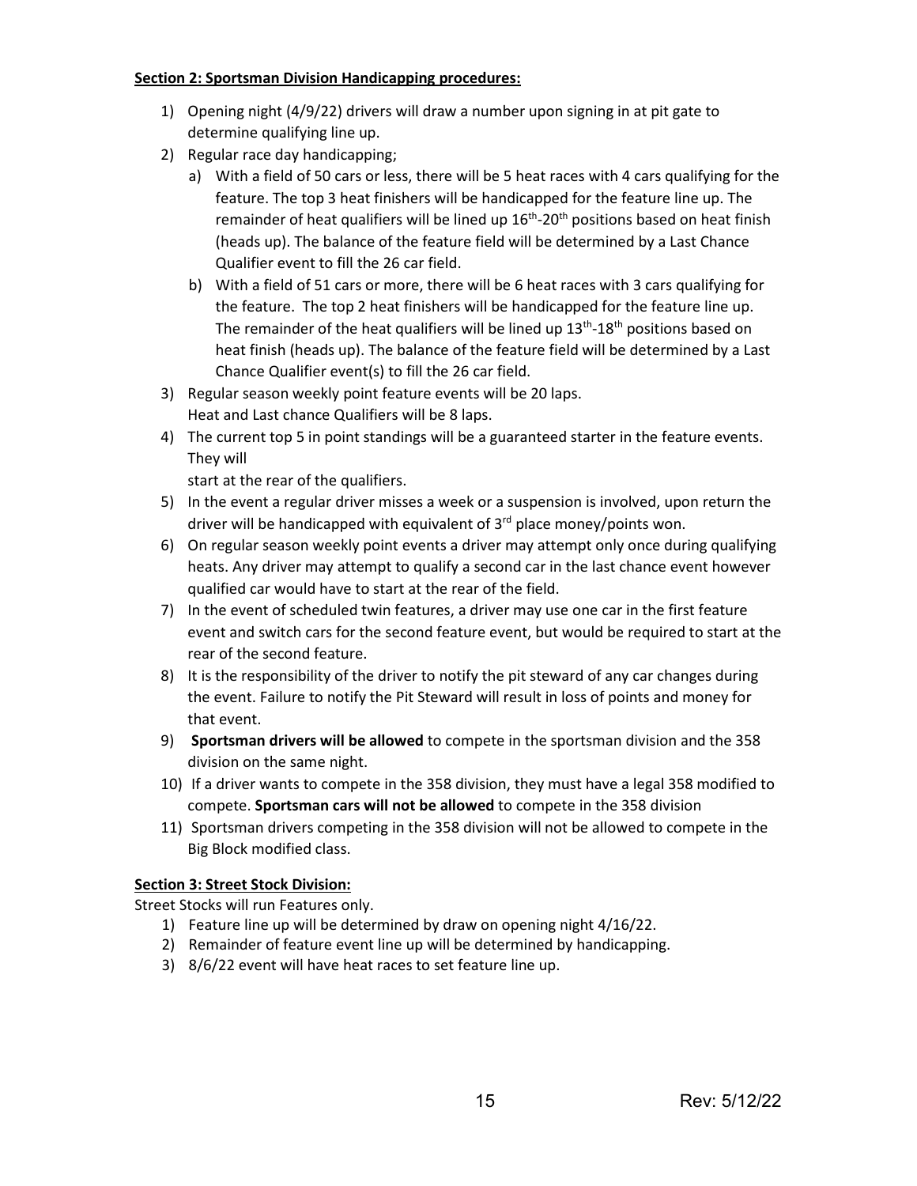**Section 2: Sportsman Division Handicapping procedures:**

1) Opening night (4/9/22) drivers will draw a number upon signing in at pit gate to determine qualifying line up.
2) Regular race day handicapping;
   a) With a field of 50 cars or less, there will be 5 heat races with 4 cars qualifying for the feature. The top 3 heat finishers will be handicapped for the feature line up. The remainder of heat qualifiers will be lined up 16th-20th positions based on heat finish (heads up). The balance of the feature field will be determined by a Last Chance Qualifier event to fill the 26 car field.
   b) With a field of 51 cars or more, there will be 6 heat races with 3 cars qualifying for the feature. The top 2 heat finishers will be handicapped for the feature line up. The remainder of the heat qualifiers will be lined up 13th-18th positions based on heat finish (heads up). The balance of the feature field will be determined by a Last Chance Qualifier event(s) to fill the 26 car field.
3) Regular season weekly point feature events will be 20 laps.
   Heat and Last chance Qualifiers will be 8 laps.
4) The current top 5 in point standings will be a guaranteed starter in the feature events. They will
   start at the rear of the qualifiers.
5) In the event a regular driver misses a week or a suspension is involved, upon return the driver will be handicapped with equivalent of 3rd place money/points won.
6) On regular season weekly point events a driver may attempt only once during qualifying heats. Any driver may attempt to qualify a second car in the last chance event however qualified car would have to start at the rear of the field.
7) In the event of scheduled twin features, a driver may use one car in the first feature event and switch cars for the second feature event, but would be required to start at the rear of the second feature.
8) It is the responsibility of the driver to notify the pit steward of any car changes during the event. Failure to notify the Pit Steward will result in loss of points and money for that event.
9) **Sportsman drivers will be allowed** to compete in the sportsman division and the 358 division on the same night.
10) If a driver wants to compete in the 358 division, they must have a legal 358 modified to compete. **Sportsman cars will not be allowed** to compete in the 358 division
11) Sportsman drivers competing in the 358 division will not be allowed to compete in the Big Block modified class.

**Section 3: Street Stock Division:**

Street Stocks will run Features only.

1) Feature line up will be determined by draw on opening night 4/16/22.
2) Remainder of feature event line up will be determined by handicapping.
3) 8/6/22 event will have heat races to set feature line up.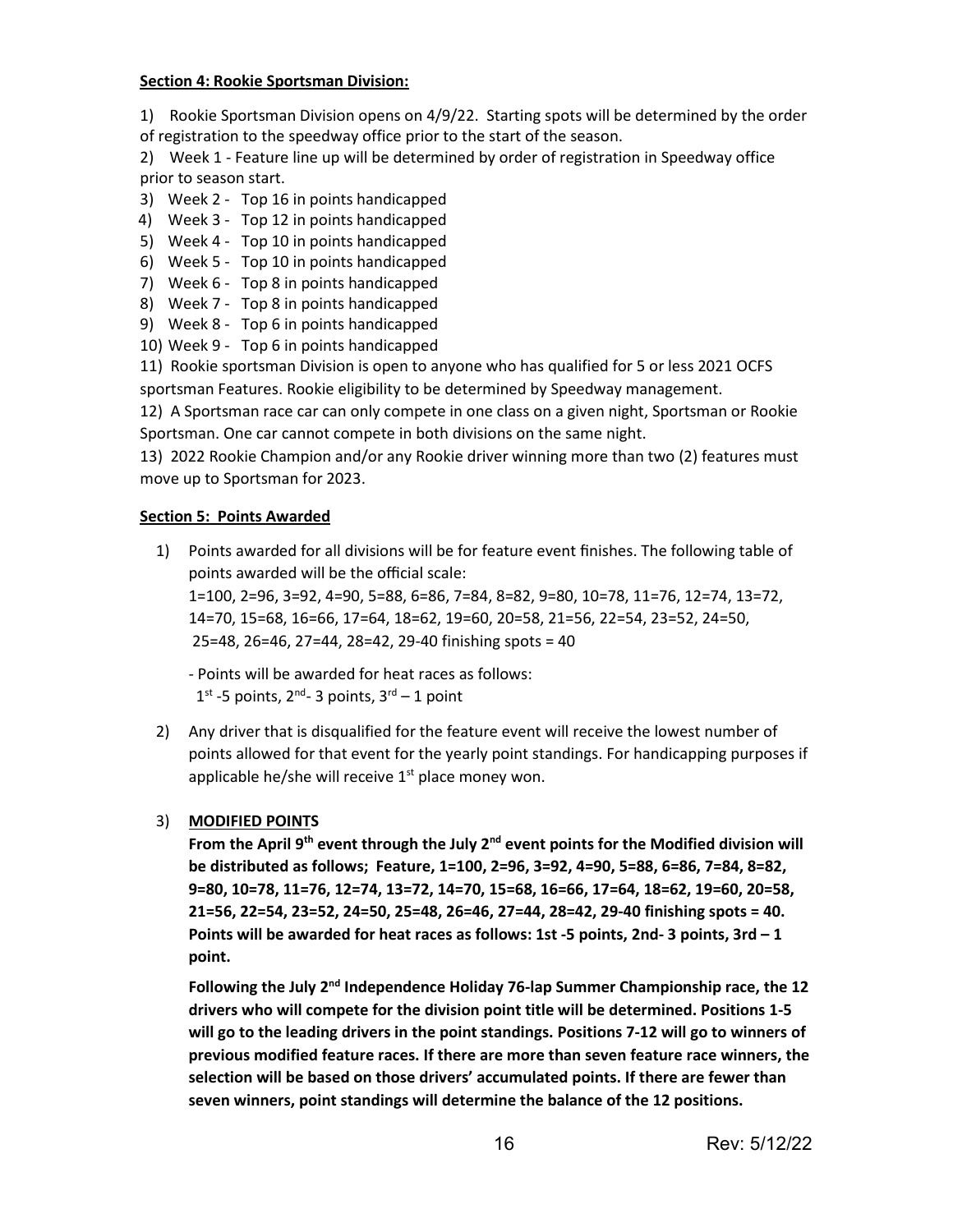**Section 4: Rookie Sportsman Division:**

1) Rookie Sportsman Division opens on 4/9/22. Starting spots will be determined by the order of registration to the speedway office prior to the start of the season.
2) Week 1 - Feature line up will be determined by order of registration in Speedway office prior to season start.
3) Week 2 - Top 16 in points handicapped
4) Week 3 - Top 12 in points handicapped
5) Week 4 - Top 10 in points handicapped
6) Week 5 - Top 10 in points handicapped
7) Week 6 - Top 8 in points handicapped
8) Week 7 - Top 8 in points handicapped
9) Week 8 - Top 6 in points handicapped
10) Week 9 - Top 6 in points handicapped
11) Rookie sportsman Division is open to anyone who has qualified for 5 or less 2021 OCFS sportsman Features. Rookie eligibility to be determined by Speedway management.
12) A Sportsman race car can only compete in one class on a given night, Sportsman or Rookie Sportsman. One car cannot compete in both divisions on the same night.
13) 2022 Rookie Champion and/or any Rookie driver winning more than two (2) features must move up to Sportsman for 2023.

**Section 5: Points Awarded**

1) Points awarded for all divisions will be for feature event finishes. The following table of points awarded will be the official scale:
   1=100, 2=96, 3=92, 4=90, 5=88, 6=86, 7=84, 8=82, 9=80, 10=78, 11=76, 12=74, 13=72, 14=70, 15=68, 16=66, 17=64, 18=62, 19=60, 20=58, 21=56, 22=54, 23=52, 24=50, 25=48, 26=46, 27=44, 28=42, 29-40 finishing spots = 40

   - Points will be awarded for heat races as follows:
   1st -5 points, 2nd- 3 points, 3rd – 1 point

2) Any driver that is disqualified for the feature event will receive the lowest number of points allowed for that event for the yearly point standings. For handicapping purposes if applicable he/she will receive 1st place money won.

3) **MODIFIED POINTS**

   **From the April 9th event through the July 2nd event points for the Modified division will be distributed as follows; Feature, 1=100, 2=96, 3=92, 4=90, 5=88, 6=86, 7=84, 8=82, 9=80, 10=78, 11=76, 12=74, 13=72, 14=70, 15=68, 16=66, 17=64, 18=62, 19=60, 20=58, 21=56, 22=54, 23=52, 24=50, 25=48, 26=46, 27=44, 28=42, 29-40 finishing spots = 40. Points will be awarded for heat races as follows: 1st -5 points, 2nd- 3 points, 3rd – 1 point.**

   **Following the July 2nd Independence Holiday 76-lap Summer Championship race, the 12 drivers who will compete for the division point title will be determined. Positions 1-5 will go to the leading drivers in the point standings. Positions 7-12 will go to winners of previous modified feature races. If there are more than seven feature race winners, the selection will be based on those drivers' accumulated points. If there are fewer than seven winners, point standings will determine the balance of the 12 positions.**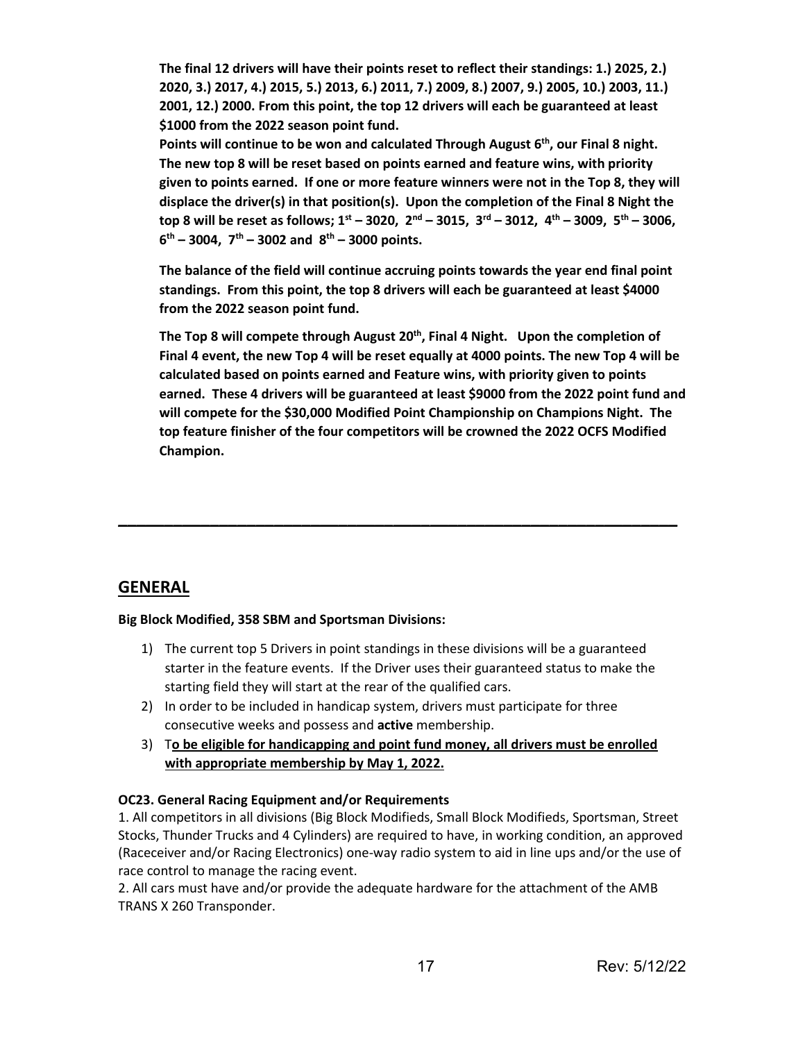**The final 12 drivers will have their points reset to reflect their standings: 1.) 2025, 2.) 2020, 3.) 2017, 4.) 2015, 5.) 2013, 6.) 2011, 7.) 2009, 8.) 2007, 9.) 2005, 10.) 2003, 11.) 2001, 12.) 2000. From this point, the top 12 drivers will each be guaranteed at least $1000 from the 2022 season point fund.**

**Points will continue to be won and calculated Through August 6th, our Final 8 night. The new top 8 will be reset based on points earned and feature wins, with priority given to points earned. If one or more feature winners were not in the Top 8, they will displace the driver(s) in that position(s). Upon the completion of the Final 8 Night the top 8 will be reset as follows; 1st – 3020, 2nd – 3015, 3rd – 3012, 4th – 3009, 5th – 3006, 6th – 3004, 7th – 3002 and 8th – 3000 points.**

**The balance of the field will continue accruing points towards the year end final point standings. From this point, the top 8 drivers will each be guaranteed at least $4000 from the 2022 season point fund.**

**The Top 8 will compete through August 20th, Final 4 Night. Upon the completion of Final 4 event, the new Top 4 will be reset equally at 4000 points. The new Top 4 will be calculated based on points earned and Feature wins, with priority given to points earned. These 4 drivers will be guaranteed at least $9000 from the 2022 point fund and will compete for the $30,000 Modified Point Championship on Champions Night. The top feature finisher of the four competitors will be crowned the 2022 OCFS Modified Champion.**

---

## GENERAL

**Big Block Modified, 358 SBM and Sportsman Divisions:**

1) The current top 5 Drivers in point standings in these divisions will be a guaranteed starter in the feature events. If the Driver uses their guaranteed status to make the starting field they will start at the rear of the qualified cars.
2) In order to be included in handicap system, drivers must participate for three consecutive weeks and possess and **active** membership.
3) T**o be eligible for handicapping and point fund money, all drivers must be enrolled with appropriate membership by May 1, 2022.**

**OC23. General Racing Equipment and/or Requirements**

1. All competitors in all divisions (Big Block Modifieds, Small Block Modifieds, Sportsman, Street Stocks, Thunder Trucks and 4 Cylinders) are required to have, in working condition, an approved (Raceceiver and/or Racing Electronics) one-way radio system to aid in line ups and/or the use of race control to manage the racing event.
2. All cars must have and/or provide the adequate hardware for the attachment of the AMB TRANS X 260 Transponder.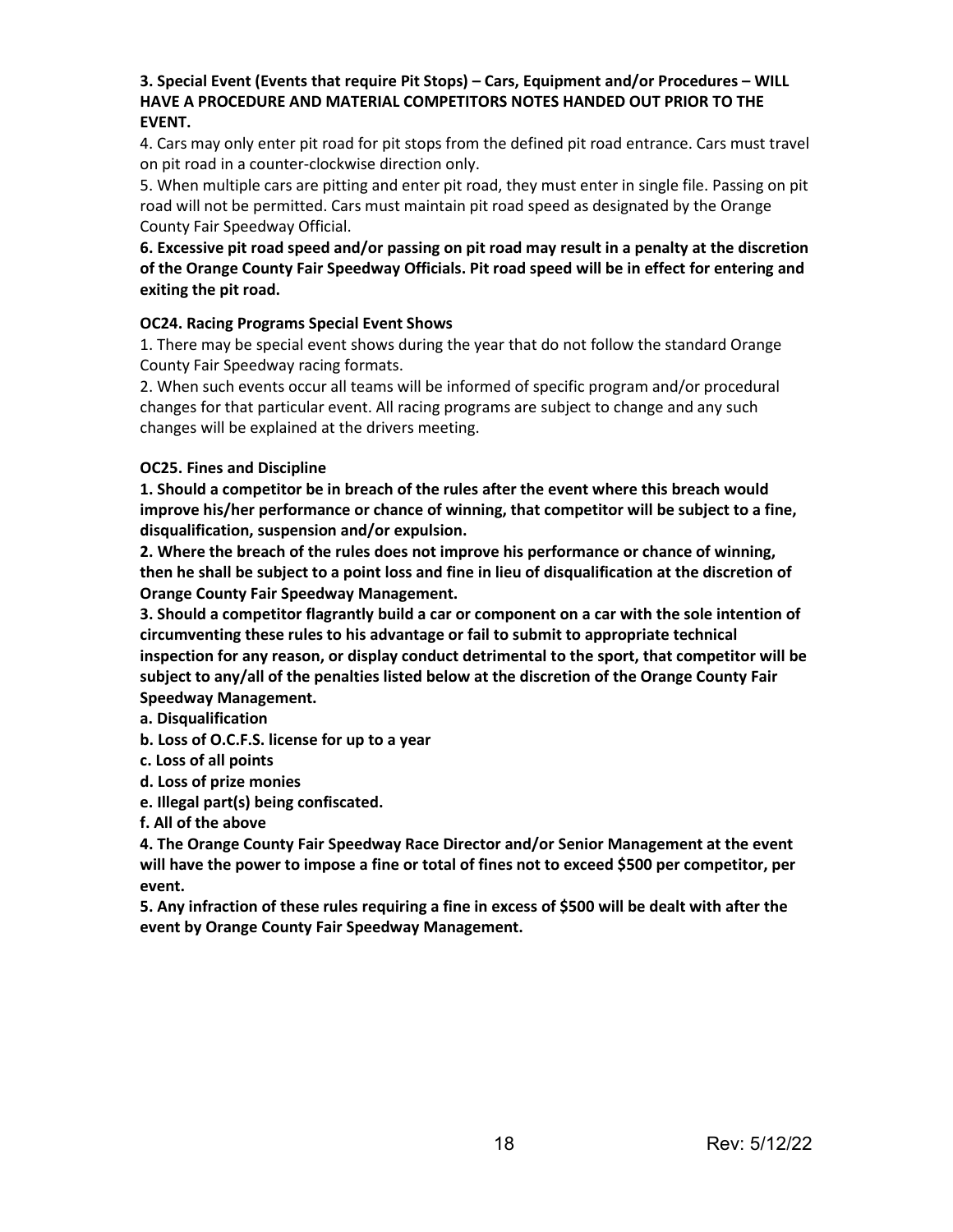**3. Special Event (Events that require Pit Stops) – Cars, Equipment and/or Procedures – WILL HAVE A PROCEDURE AND MATERIAL COMPETITORS NOTES HANDED OUT PRIOR TO THE EVENT.**

4. Cars may only enter pit road for pit stops from the defined pit road entrance. Cars must travel on pit road in a counter-clockwise direction only.

5. When multiple cars are pitting and enter pit road, they must enter in single file. Passing on pit road will not be permitted. Cars must maintain pit road speed as designated by the Orange County Fair Speedway Official.

**6. Excessive pit road speed and/or passing on pit road may result in a penalty at the discretion of the Orange County Fair Speedway Officials. Pit road speed will be in effect for entering and exiting the pit road.**

**OC24. Racing Programs Special Event Shows**

1. There may be special event shows during the year that do not follow the standard Orange County Fair Speedway racing formats.

2. When such events occur all teams will be informed of specific program and/or procedural changes for that particular event. All racing programs are subject to change and any such changes will be explained at the drivers meeting.

**OC25. Fines and Discipline**

**1. Should a competitor be in breach of the rules after the event where this breach would improve his/her performance or chance of winning, that competitor will be subject to a fine, disqualification, suspension and/or expulsion.**

**2. Where the breach of the rules does not improve his performance or chance of winning, then he shall be subject to a point loss and fine in lieu of disqualification at the discretion of Orange County Fair Speedway Management.**

**3. Should a competitor flagrantly build a car or component on a car with the sole intention of circumventing these rules to his advantage or fail to submit to appropriate technical inspection for any reason, or display conduct detrimental to the sport, that competitor will be subject to any/all of the penalties listed below at the discretion of the Orange County Fair Speedway Management.**

**a. Disqualification**

**b. Loss of O.C.F.S. license for up to a year**

**c. Loss of all points**

**d. Loss of prize monies**

**e. Illegal part(s) being confiscated.**

**f. All of the above**

**4. The Orange County Fair Speedway Race Director and/or Senior Management at the event will have the power to impose a fine or total of fines not to exceed $500 per competitor, per event.**

**5. Any infraction of these rules requiring a fine in excess of $500 will be dealt with after the event by Orange County Fair Speedway Management.**